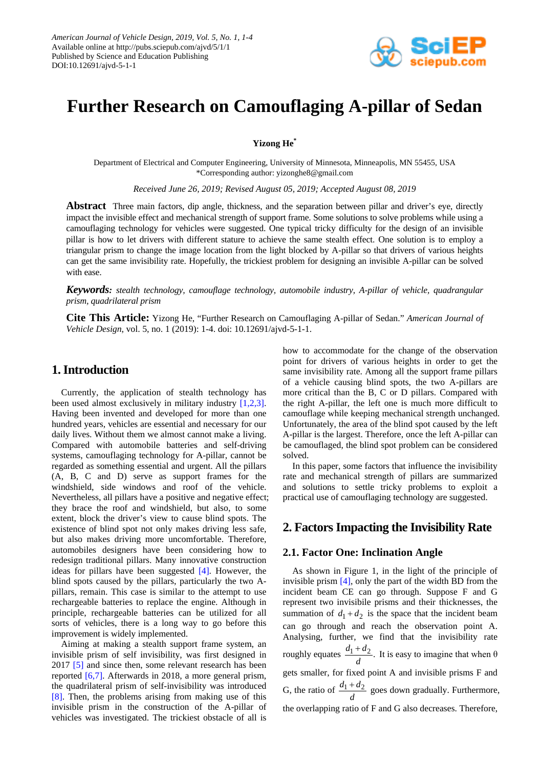# Further Research on Camouflaging A-pillar of Sedan

**Yizong He***

Department of Electrical and Computer Engineering, University of Minnesota, Minneapolis, MN 55455, USA
*Corresponding author: yizonghe8@gmail.com

*Received June 26, 2019; Revised August 05, 2019; Accepted August 08, 2019*

**Abstract** Three main factors, dip angle, thickness, and the separation between pillar and driver's eye, directly impact the invisible effect and mechanical strength of support frame. Some solutions to solve problems while using a camouflaging technology for vehicles were suggested. One typical tricky difficulty for the design of an invisible pillar is how to let drivers with different stature to achieve the same stealth effect. One solution is to employ a triangular prism to change the image location from the light blocked by A-pillar so that drivers of various heights can get the same invisibility rate. Hopefully, the trickiest problem for designing an invisible A-pillar can be solved with ease.

***Keywords:*** *stealth technology, camouflage technology, automobile industry, A-pillar of vehicle, quadrangular prism, quadrilateral prism*

**Cite This Article:** Yizong He, "Further Research on Camouflaging A-pillar of Sedan." *American Journal of Vehicle Design*, vol. 5, no. 1 (2019): 1-4. doi: 10.12691/ajvd-5-1-1.

## 1. Introduction

Currently, the application of stealth technology has been used almost exclusively in military industry [1,2,3]. Having been invented and developed for more than one hundred years, vehicles are essential and necessary for our daily lives. Without them we almost cannot make a living. Compared with automobile batteries and self-driving systems, camouflaging technology for A-pillar, cannot be regarded as something essential and urgent. All the pillars (A, B, C and D) serve as support frames for the windshield, side windows and roof of the vehicle. Nevertheless, all pillars have a positive and negative effect; they brace the roof and windshield, but also, to some extent, block the driver's view to cause blind spots. The existence of blind spot not only makes driving less safe, but also makes driving more uncomfortable. Therefore, automobiles designers have been considering how to redesign traditional pillars. Many innovative construction ideas for pillars have been suggested [4]. However, the blind spots caused by the pillars, particularly the two A-pillars, remain. This case is similar to the attempt to use rechargeable batteries to replace the engine. Although in principle, rechargeable batteries can be utilized for all sorts of vehicles, there is a long way to go before this improvement is widely implemented.

Aiming at making a stealth support frame system, an invisible prism of self invisibility, was first designed in 2017 [5] and since then, some relevant research has been reported [6,7]. Afterwards in 2018, a more general prism, the quadrilateral prism of self-invisibility was introduced [8]. Then, the problems arising from making use of this invisible prism in the construction of the A-pillar of vehicles was investigated. The trickiest obstacle of all is how to accommodate for the change of the observation point for drivers of various heights in order to get the same invisibility rate. Among all the support frame pillars of a vehicle causing blind spots, the two A-pillars are more critical than the B, C or D pillars. Compared with the right A-pillar, the left one is much more difficult to camouflage while keeping mechanical strength unchanged. Unfortunately, the area of the blind spot caused by the left A-pillar is the largest. Therefore, once the left A-pillar can be camouflaged, the blind spot problem can be considered solved.

In this paper, some factors that influence the invisibility rate and mechanical strength of pillars are summarized and solutions to settle tricky problems to exploit a practical use of camouflaging technology are suggested.

## 2. Factors Impacting the Invisibility Rate

### 2.1. Factor One: Inclination Angle

As shown in Figure 1, in the light of the principle of invisible prism [4], only the part of the width BD from the incident beam CE can go through. Suppose F and G represent two invisibile prisms and their thicknesses, the summation of $d_1 + d_2$ is the space that the incident beam can go through and reach the observation point A. Analysing, further, we find that the invisibility rate roughly equates $\frac{d_1 + d_2}{d}$. It is easy to imagine that when θ gets smaller, for fixed point A and invisible prisms F and G, the ratio of $\frac{d_1 + d_2}{d}$ goes down gradually. Furthermore, the overlapping ratio of F and G also decreases. Therefore,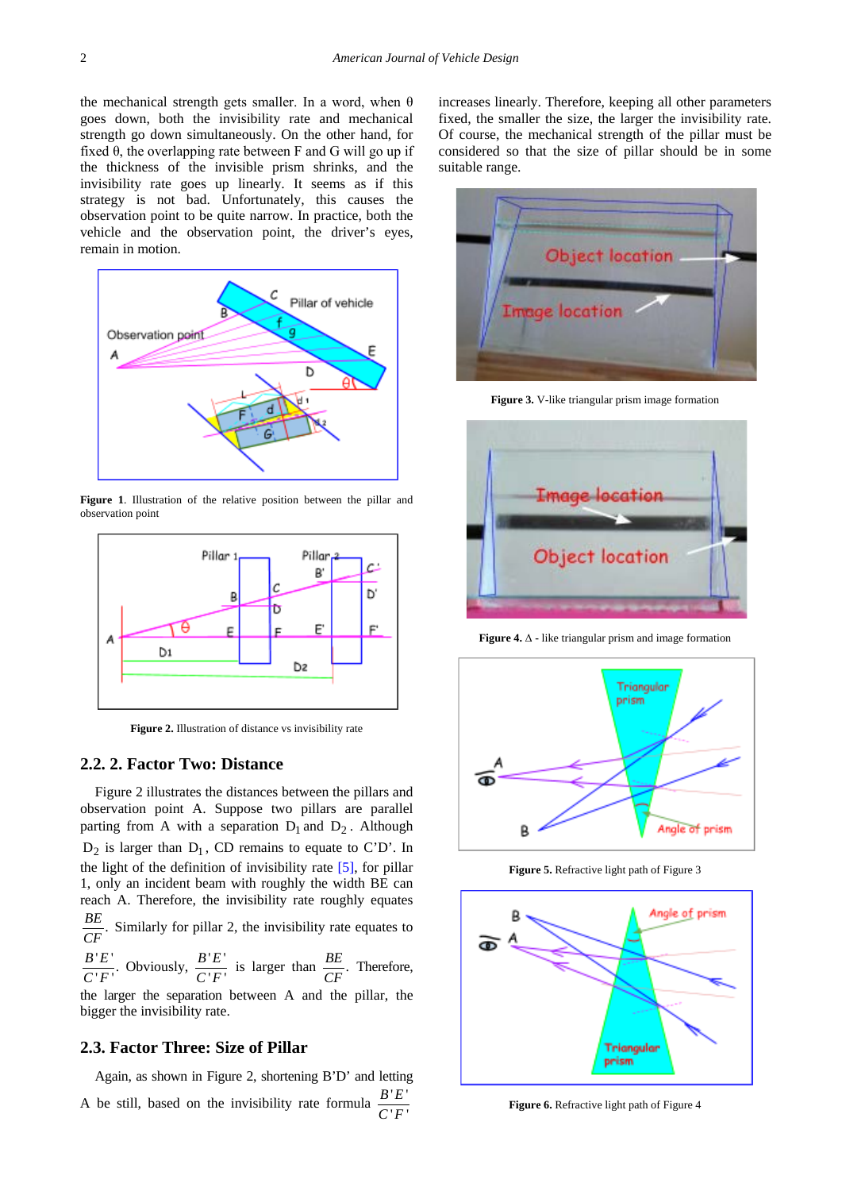the mechanical strength gets smaller. In a word, when θ goes down, both the invisibility rate and mechanical strength go down simultaneously. On the other hand, for fixed θ, the overlapping rate between F and G will go up if the thickness of the invisible prism shrinks, and the invisibility rate goes up linearly. It seems as if this strategy is not bad. Unfortunately, this causes the observation point to be quite narrow. In practice, both the vehicle and the observation point, the driver's eyes, remain in motion.

**Figure 1**. Illustration of the relative position between the pillar and observation point

**Figure 2.** Illustration of distance vs invisibility rate

## 2.2. 2. Factor Two: Distance

Figure 2 illustrates the distances between the pillars and observation point A. Suppose two pillars are parallel parting from A with a separation $D_1$ and $D_2$. Although $D_2$ is larger than $D_1$, CD remains to equate to C'D'. In the light of the definition of invisibility rate [5], for pillar 1, only an incident beam with roughly the width BE can reach A. Therefore, the invisibility rate roughly equates $\frac{BE}{CF}$. Similarly for pillar 2, the invisibility rate equates to $\frac{B'E'}{C'F'}$. Obviously, $\frac{B'E'}{C'F'}$ is larger than $\frac{BE}{CF}$. Therefore, the larger the separation between A and the pillar, the bigger the invisibility rate.

## 2.3. Factor Three: Size of Pillar

Again, as shown in Figure 2, shortening B'D' and letting A be still, based on the invisibility rate formula $\frac{B'E'}{C'F'}$ increases linearly. Therefore, keeping all other parameters fixed, the smaller the size, the larger the invisibility rate. Of course, the mechanical strength of the pillar must be considered so that the size of pillar should be in some suitable range.

**Figure 3.** V-like triangular prism image formation

**Figure 4.** Δ - like triangular prism and image formation

**Figure 5.** Refractive light path of Figure 3

**Figure 6.** Refractive light path of Figure 4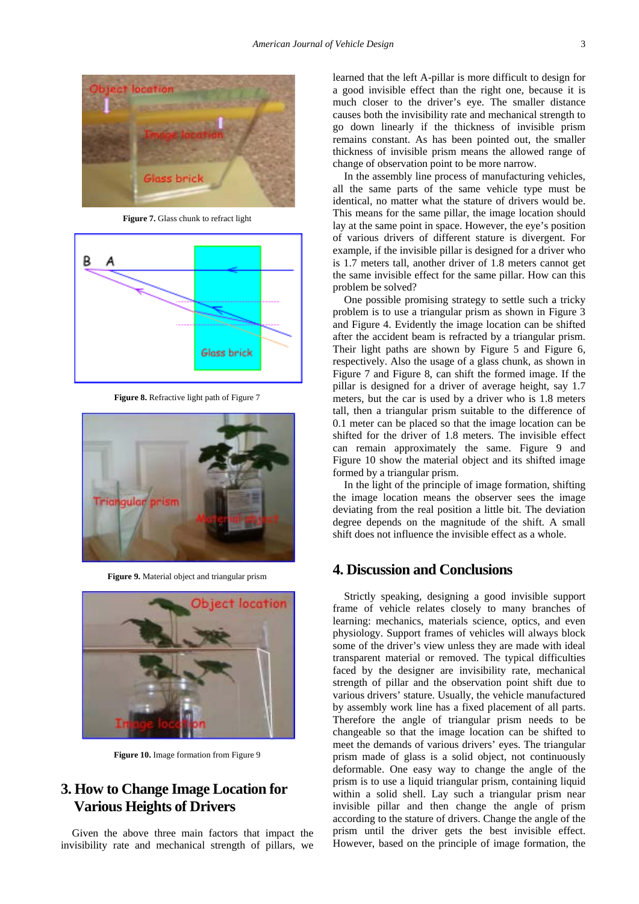Figure 7. Glass chunk to refract light

Figure 8. Refractive light path of Figure 7

Figure 9. Material object and triangular prism

Figure 10. Image formation from Figure 9

## 3. How to Change Image Location for Various Heights of Drivers

Given the above three main factors that impact the invisibility rate and mechanical strength of pillars, we learned that the left A-pillar is more difficult to design for a good invisible effect than the right one, because it is much closer to the driver's eye. The smaller distance causes both the invisibility rate and mechanical strength to go down linearly if the thickness of invisible prism remains constant. As has been pointed out, the smaller thickness of invisible prism means the allowed range of change of observation point to be more narrow.

In the assembly line process of manufacturing vehicles, all the same parts of the same vehicle type must be identical, no matter what the stature of drivers would be. This means for the same pillar, the image location should lay at the same point in space. However, the eye's position of various drivers of different stature is divergent. For example, if the invisible pillar is designed for a driver who is 1.7 meters tall, another driver of 1.8 meters cannot get the same invisible effect for the same pillar. How can this problem be solved?

One possible promising strategy to settle such a tricky problem is to use a triangular prism as shown in Figure 3 and Figure 4. Evidently the image location can be shifted after the accident beam is refracted by a triangular prism. Their light paths are shown by Figure 5 and Figure 6, respectively. Also the usage of a glass chunk, as shown in Figure 7 and Figure 8, can shift the formed image. If the pillar is designed for a driver of average height, say 1.7 meters, but the car is used by a driver who is 1.8 meters tall, then a triangular prism suitable to the difference of 0.1 meter can be placed so that the image location can be shifted for the driver of 1.8 meters. The invisible effect can remain approximately the same. Figure 9 and Figure 10 show the material object and its shifted image formed by a triangular prism.

In the light of the principle of image formation, shifting the image location means the observer sees the image deviating from the real position a little bit. The deviation degree depends on the magnitude of the shift. A small shift does not influence the invisible effect as a whole.

## 4. Discussion and Conclusions

Strictly speaking, designing a good invisible support frame of vehicle relates closely to many branches of learning: mechanics, materials science, optics, and even physiology. Support frames of vehicles will always block some of the driver's view unless they are made with ideal transparent material or removed. The typical difficulties faced by the designer are invisibility rate, mechanical strength of pillar and the observation point shift due to various drivers' stature. Usually, the vehicle manufactured by assembly work line has a fixed placement of all parts. Therefore the angle of triangular prism needs to be changeable so that the image location can be shifted to meet the demands of various drivers' eyes. The triangular prism made of glass is a solid object, not continuously deformable. One easy way to change the angle of the prism is to use a liquid triangular prism, containing liquid within a solid shell. Lay such a triangular prism near invisible pillar and then change the angle of prism according to the stature of drivers. Change the angle of the prism until the driver gets the best invisible effect. However, based on the principle of image formation, the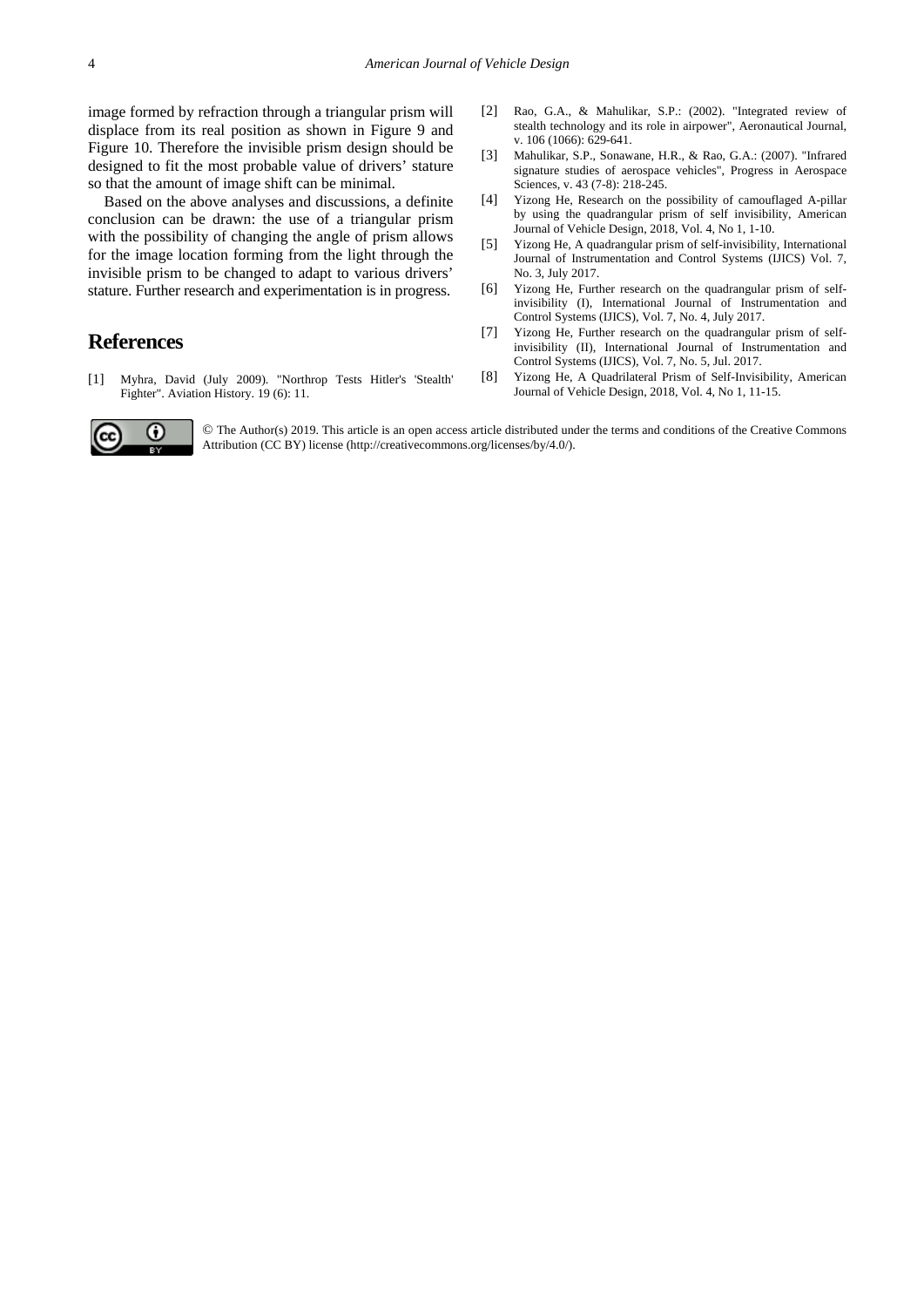image formed by refraction through a triangular prism will displace from its real position as shown in Figure 9 and Figure 10. Therefore the invisible prism design should be designed to fit the most probable value of drivers' stature so that the amount of image shift can be minimal.

Based on the above analyses and discussions, a definite conclusion can be drawn: the use of a triangular prism with the possibility of changing the angle of prism allows for the image location forming from the light through the invisible prism to be changed to adapt to various drivers' stature. Further research and experimentation is in progress.

## References

[1] Myhra, David (July 2009). "Northrop Tests Hitler's 'Stealth' Fighter". Aviation History. 19 (6): 11.

[2] Rao, G.A., & Mahulikar, S.P.: (2002). "Integrated review of stealth technology and its role in airpower", Aeronautical Journal, v. 106 (1066): 629-641.

[3] Mahulikar, S.P., Sonawane, H.R., & Rao, G.A.: (2007). "Infrared signature studies of aerospace vehicles", Progress in Aerospace Sciences, v. 43 (7-8): 218-245.

[4] Yizong He, Research on the possibility of camouflaged A-pillar by using the quadrangular prism of self invisibility, American Journal of Vehicle Design, 2018, Vol. 4, No 1, 1-10.

[5] Yizong He, A quadrangular prism of self-invisibility, International Journal of Instrumentation and Control Systems (IJICS) Vol. 7, No. 3, July 2017.

[6] Yizong He, Further research on the quadrangular prism of self-invisibility (I), International Journal of Instrumentation and Control Systems (IJICS), Vol. 7, No. 4, July 2017.

[7] Yizong He, Further research on the quadrangular prism of self-invisibility (II), International Journal of Instrumentation and Control Systems (IJICS), Vol. 7, No. 5, Jul. 2017.

[8] Yizong He, A Quadrilateral Prism of Self-Invisibility, American Journal of Vehicle Design, 2018, Vol. 4, No 1, 11-15.

© The Author(s) 2019. This article is an open access article distributed under the terms and conditions of the Creative Commons Attribution (CC BY) license (http://creativecommons.org/licenses/by/4.0/).